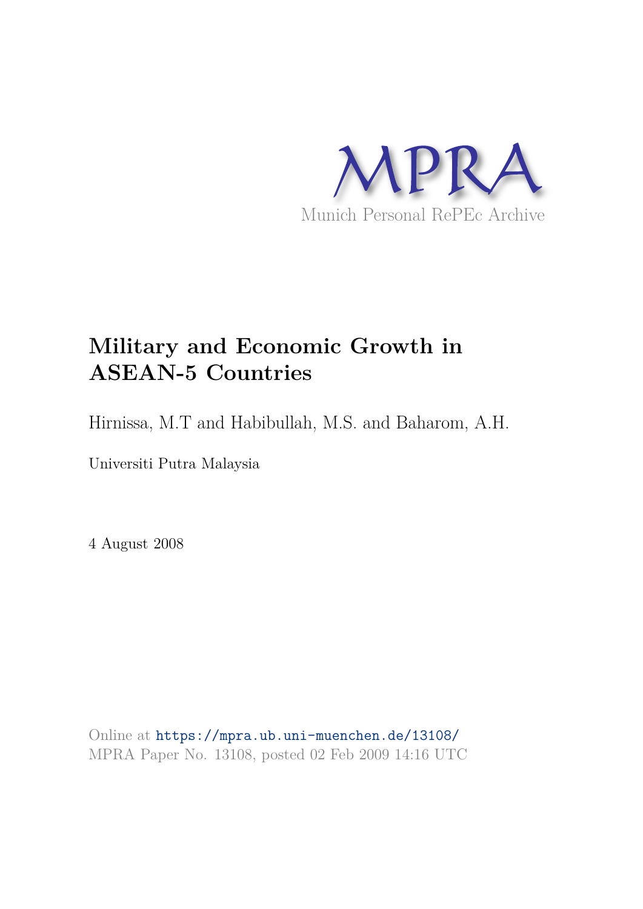MPRA

Munich Personal RePEc Archive

# Military and Economic Growth in ASEAN-5 Countries

Hirnissa, M.T and Habibullah, M.S. and Baharom, A.H.

Universiti Putra Malaysia

4 August 2008

Online at https://mpra.ub.uni-muenchen.de/13108/
MPRA Paper No. 13108, posted 02 Feb 2009 14:16 UTC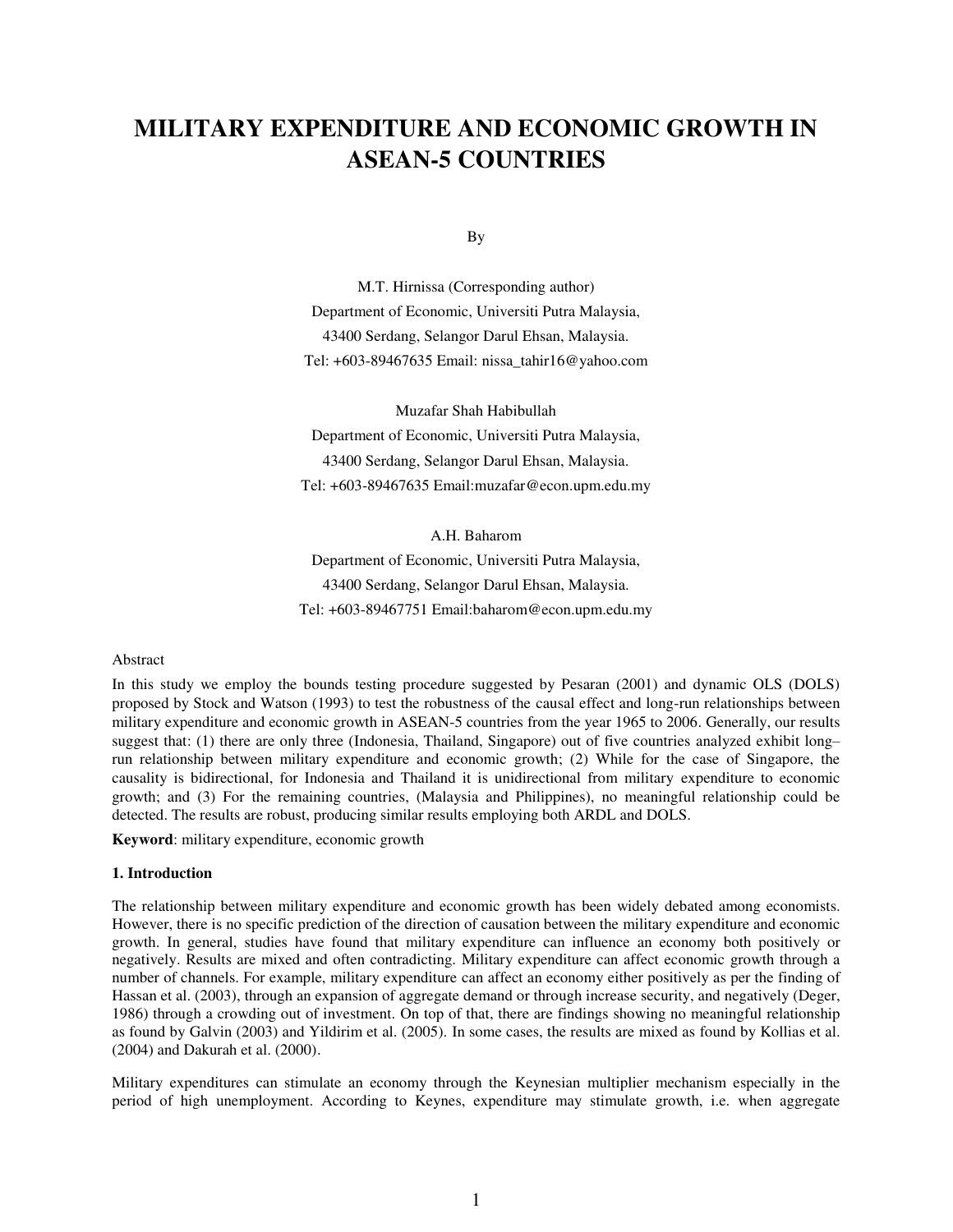# MILITARY EXPENDITURE AND ECONOMIC GROWTH IN ASEAN-5 COUNTRIES

By

M.T. Hirnissa (Corresponding author)
Department of Economic, Universiti Putra Malaysia,
43400 Serdang, Selangor Darul Ehsan, Malaysia.
Tel: +603-89467635 Email: nissa_tahir16@yahoo.com

Muzafar Shah Habibullah
Department of Economic, Universiti Putra Malaysia,
43400 Serdang, Selangor Darul Ehsan, Malaysia.
Tel: +603-89467635 Email:muzafar@econ.upm.edu.my

A.H. Baharom
Department of Economic, Universiti Putra Malaysia,
43400 Serdang, Selangor Darul Ehsan, Malaysia.
Tel: +603-89467751 Email:baharom@econ.upm.edu.my

Abstract

In this study we employ the bounds testing procedure suggested by Pesaran (2001) and dynamic OLS (DOLS) proposed by Stock and Watson (1993) to test the robustness of the causal effect and long-run relationships between military expenditure and economic growth in ASEAN-5 countries from the year 1965 to 2006. Generally, our results suggest that: (1) there are only three (Indonesia, Thailand, Singapore) out of five countries analyzed exhibit long–run relationship between military expenditure and economic growth; (2) While for the case of Singapore, the causality is bidirectional, for Indonesia and Thailand it is unidirectional from military expenditure to economic growth; and (3) For the remaining countries, (Malaysia and Philippines), no meaningful relationship could be detected. The results are robust, producing similar results employing both ARDL and DOLS.

**Keyword**: military expenditure, economic growth

## 1. Introduction

The relationship between military expenditure and economic growth has been widely debated among economists. However, there is no specific prediction of the direction of causation between the military expenditure and economic growth. In general, studies have found that military expenditure can influence an economy both positively or negatively. Results are mixed and often contradicting. Military expenditure can affect economic growth through a number of channels. For example, military expenditure can affect an economy either positively as per the finding of Hassan et al. (2003), through an expansion of aggregate demand or through increase security, and negatively (Deger, 1986) through a crowding out of investment. On top of that, there are findings showing no meaningful relationship as found by Galvin (2003) and Yildirim et al. (2005). In some cases, the results are mixed as found by Kollias et al. (2004) and Dakurah et al. (2000).

Military expenditures can stimulate an economy through the Keynesian multiplier mechanism especially in the period of high unemployment. According to Keynes, expenditure may stimulate growth, i.e. when aggregate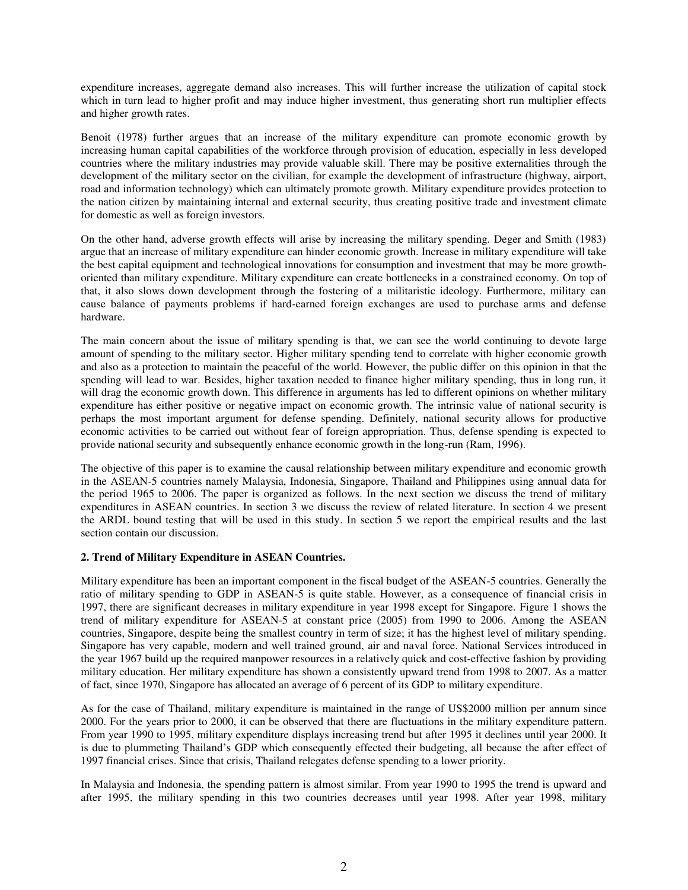expenditure increases, aggregate demand also increases. This will further increase the utilization of capital stock which in turn lead to higher profit and may induce higher investment, thus generating short run multiplier effects and higher growth rates.

Benoit (1978) further argues that an increase of the military expenditure can promote economic growth by increasing human capital capabilities of the workforce through provision of education, especially in less developed countries where the military industries may provide valuable skill. There may be positive externalities through the development of the military sector on the civilian, for example the development of infrastructure (highway, airport, road and information technology) which can ultimately promote growth. Military expenditure provides protection to the nation citizen by maintaining internal and external security, thus creating positive trade and investment climate for domestic as well as foreign investors.

On the other hand, adverse growth effects will arise by increasing the military spending. Deger and Smith (1983) argue that an increase of military expenditure can hinder economic growth. Increase in military expenditure will take the best capital equipment and technological innovations for consumption and investment that may be more growth-oriented than military expenditure. Military expenditure can create bottlenecks in a constrained economy. On top of that, it also slows down development through the fostering of a militaristic ideology. Furthermore, military can cause balance of payments problems if hard-earned foreign exchanges are used to purchase arms and defense hardware.

The main concern about the issue of military spending is that, we can see the world continuing to devote large amount of spending to the military sector. Higher military spending tend to correlate with higher economic growth and also as a protection to maintain the peaceful of the world. However, the public differ on this opinion in that the spending will lead to war. Besides, higher taxation needed to finance higher military spending, thus in long run, it will drag the economic growth down. This difference in arguments has led to different opinions on whether military expenditure has either positive or negative impact on economic growth. The intrinsic value of national security is perhaps the most important argument for defense spending. Definitely, national security allows for productive economic activities to be carried out without fear of foreign appropriation. Thus, defense spending is expected to provide national security and subsequently enhance economic growth in the long-run (Ram, 1996).

The objective of this paper is to examine the causal relationship between military expenditure and economic growth in the ASEAN-5 countries namely Malaysia, Indonesia, Singapore, Thailand and Philippines using annual data for the period 1965 to 2006. The paper is organized as follows. In the next section we discuss the trend of military expenditures in ASEAN countries. In section 3 we discuss the review of related literature. In section 4 we present the ARDL bound testing that will be used in this study. In section 5 we report the empirical results and the last section contain our discussion.

## 2. Trend of Military Expenditure in ASEAN Countries.

Military expenditure has been an important component in the fiscal budget of the ASEAN-5 countries. Generally the ratio of military spending to GDP in ASEAN-5 is quite stable. However, as a consequence of financial crisis in 1997, there are significant decreases in military expenditure in year 1998 except for Singapore. Figure 1 shows the trend of military expenditure for ASEAN-5 at constant price (2005) from 1990 to 2006. Among the ASEAN countries, Singapore, despite being the smallest country in term of size; it has the highest level of military spending. Singapore has very capable, modern and well trained ground, air and naval force. National Services introduced in the year 1967 build up the required manpower resources in a relatively quick and cost-effective fashion by providing military education. Her military expenditure has shown a consistently upward trend from 1998 to 2007. As a matter of fact, since 1970, Singapore has allocated an average of 6 percent of its GDP to military expenditure.

As for the case of Thailand, military expenditure is maintained in the range of US$2000 million per annum since 2000. For the years prior to 2000, it can be observed that there are fluctuations in the military expenditure pattern. From year 1990 to 1995, military expenditure displays increasing trend but after 1995 it declines until year 2000. It is due to plummeting Thailand's GDP which consequently effected their budgeting, all because the after effect of 1997 financial crises. Since that crisis, Thailand relegates defense spending to a lower priority.

In Malaysia and Indonesia, the spending pattern is almost similar. From year 1990 to 1995 the trend is upward and after 1995, the military spending in this two countries decreases until year 1998. After year 1998, military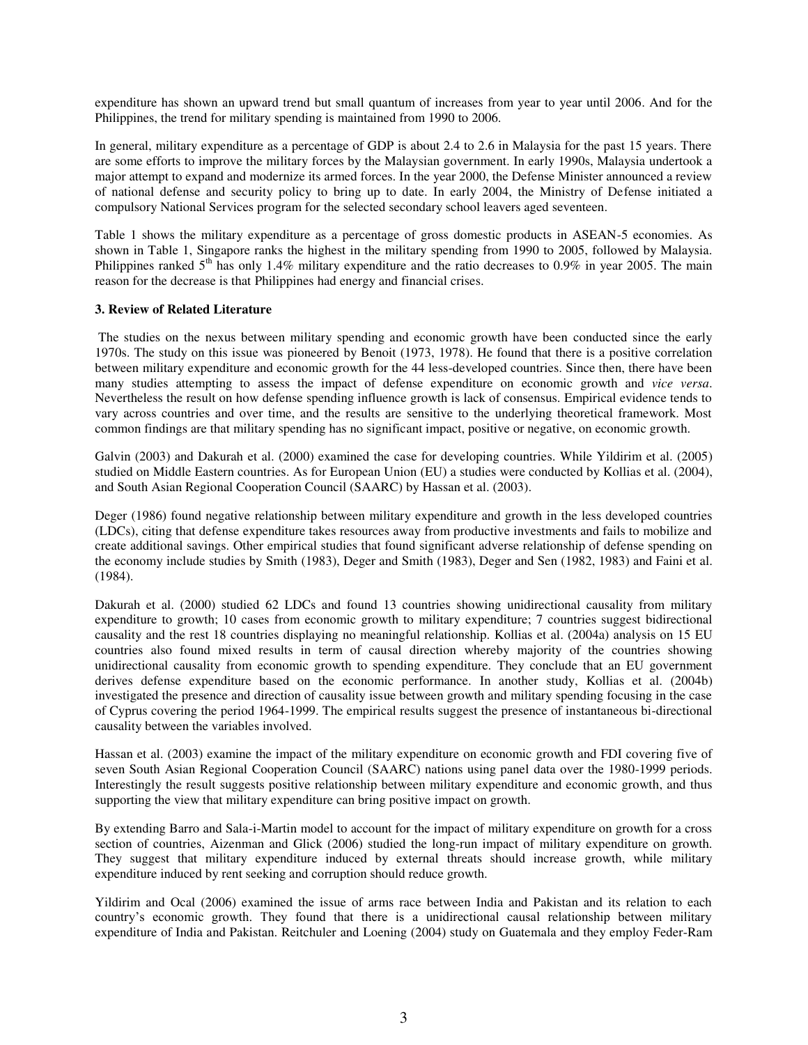expenditure has shown an upward trend but small quantum of increases from year to year until 2006. And for the Philippines, the trend for military spending is maintained from 1990 to 2006.

In general, military expenditure as a percentage of GDP is about 2.4 to 2.6 in Malaysia for the past 15 years. There are some efforts to improve the military forces by the Malaysian government. In early 1990s, Malaysia undertook a major attempt to expand and modernize its armed forces. In the year 2000, the Defense Minister announced a review of national defense and security policy to bring up to date. In early 2004, the Ministry of Defense initiated a compulsory National Services program for the selected secondary school leavers aged seventeen.

Table 1 shows the military expenditure as a percentage of gross domestic products in ASEAN-5 economies. As shown in Table 1, Singapore ranks the highest in the military spending from 1990 to 2005, followed by Malaysia. Philippines ranked 5th has only 1.4% military expenditure and the ratio decreases to 0.9% in year 2005. The main reason for the decrease is that Philippines had energy and financial crises.

### 3. Review of Related Literature

The studies on the nexus between military spending and economic growth have been conducted since the early 1970s. The study on this issue was pioneered by Benoit (1973, 1978). He found that there is a positive correlation between military expenditure and economic growth for the 44 less-developed countries. Since then, there have been many studies attempting to assess the impact of defense expenditure on economic growth and *vice versa*. Nevertheless the result on how defense spending influence growth is lack of consensus. Empirical evidence tends to vary across countries and over time, and the results are sensitive to the underlying theoretical framework. Most common findings are that military spending has no significant impact, positive or negative, on economic growth.

Galvin (2003) and Dakurah et al. (2000) examined the case for developing countries. While Yildirim et al. (2005) studied on Middle Eastern countries. As for European Union (EU) a studies were conducted by Kollias et al. (2004), and South Asian Regional Cooperation Council (SAARC) by Hassan et al. (2003).

Deger (1986) found negative relationship between military expenditure and growth in the less developed countries (LDCs), citing that defense expenditure takes resources away from productive investments and fails to mobilize and create additional savings. Other empirical studies that found significant adverse relationship of defense spending on the economy include studies by Smith (1983), Deger and Smith (1983), Deger and Sen (1982, 1983) and Faini et al. (1984).

Dakurah et al. (2000) studied 62 LDCs and found 13 countries showing unidirectional causality from military expenditure to growth; 10 cases from economic growth to military expenditure; 7 countries suggest bidirectional causality and the rest 18 countries displaying no meaningful relationship. Kollias et al. (2004a) analysis on 15 EU countries also found mixed results in term of causal direction whereby majority of the countries showing unidirectional causality from economic growth to spending expenditure. They conclude that an EU government derives defense expenditure based on the economic performance. In another study, Kollias et al. (2004b) investigated the presence and direction of causality issue between growth and military spending focusing in the case of Cyprus covering the period 1964-1999. The empirical results suggest the presence of instantaneous bi-directional causality between the variables involved.

Hassan et al. (2003) examine the impact of the military expenditure on economic growth and FDI covering five of seven South Asian Regional Cooperation Council (SAARC) nations using panel data over the 1980-1999 periods. Interestingly the result suggests positive relationship between military expenditure and economic growth, and thus supporting the view that military expenditure can bring positive impact on growth.

By extending Barro and Sala-i-Martin model to account for the impact of military expenditure on growth for a cross section of countries, Aizenman and Glick (2006) studied the long-run impact of military expenditure on growth. They suggest that military expenditure induced by external threats should increase growth, while military expenditure induced by rent seeking and corruption should reduce growth.

Yildirim and Ocal (2006) examined the issue of arms race between India and Pakistan and its relation to each country's economic growth. They found that there is a unidirectional causal relationship between military expenditure of India and Pakistan. Reitchuler and Loening (2004) study on Guatemala and they employ Feder-Ram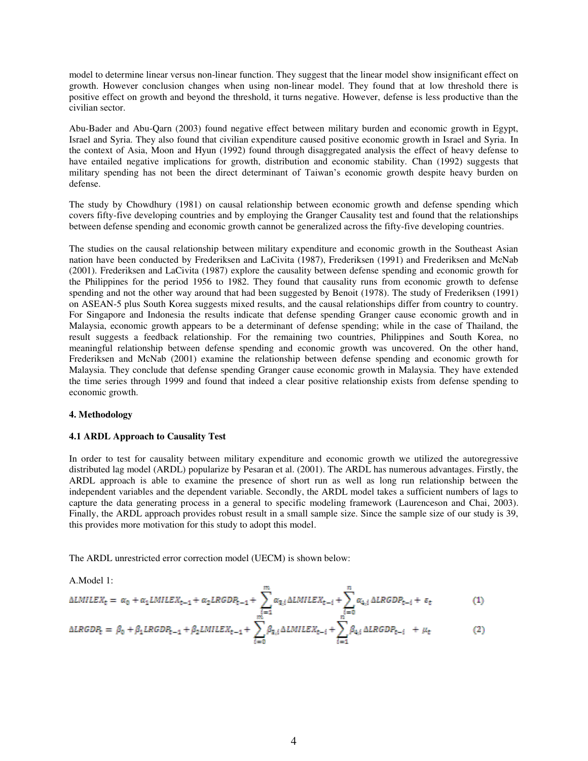model to determine linear versus non-linear function. They suggest that the linear model show insignificant effect on growth. However conclusion changes when using non-linear model. They found that at low threshold there is positive effect on growth and beyond the threshold, it turns negative. However, defense is less productive than the civilian sector.

Abu-Bader and Abu-Qarn (2003) found negative effect between military burden and economic growth in Egypt, Israel and Syria. They also found that civilian expenditure caused positive economic growth in Israel and Syria. In the context of Asia, Moon and Hyun (1992) found through disaggregated analysis the effect of heavy defense to have entailed negative implications for growth, distribution and economic stability. Chan (1992) suggests that military spending has not been the direct determinant of Taiwan's economic growth despite heavy burden on defense.

The study by Chowdhury (1981) on causal relationship between economic growth and defense spending which covers fifty-five developing countries and by employing the Granger Causality test and found that the relationships between defense spending and economic growth cannot be generalized across the fifty-five developing countries.

The studies on the causal relationship between military expenditure and economic growth in the Southeast Asian nation have been conducted by Frederiksen and LaCivita (1987), Frederiksen (1991) and Frederiksen and McNab (2001). Frederiksen and LaCivita (1987) explore the causality between defense spending and economic growth for the Philippines for the period 1956 to 1982. They found that causality runs from economic growth to defense spending and not the other way around that had been suggested by Benoit (1978). The study of Frederiksen (1991) on ASEAN-5 plus South Korea suggests mixed results, and the causal relationships differ from country to country. For Singapore and Indonesia the results indicate that defense spending Granger cause economic growth and in Malaysia, economic growth appears to be a determinant of defense spending; while in the case of Thailand, the result suggests a feedback relationship. For the remaining two countries, Philippines and South Korea, no meaningful relationship between defense spending and economic growth was uncovered. On the other hand, Frederiksen and McNab (2001) examine the relationship between defense spending and economic growth for Malaysia. They conclude that defense spending Granger cause economic growth in Malaysia. They have extended the time series through 1999 and found that indeed a clear positive relationship exists from defense spending to economic growth.

## 4. Methodology

### 4.1 ARDL Approach to Causality Test

In order to test for causality between military expenditure and economic growth we utilized the autoregressive distributed lag model (ARDL) popularize by Pesaran et al. (2001). The ARDL has numerous advantages. Firstly, the ARDL approach is able to examine the presence of short run as well as long run relationship between the independent variables and the dependent variable. Secondly, the ARDL model takes a sufficient numbers of lags to capture the data generating process in a general to specific modeling framework (Laurenceson and Chai, 2003). Finally, the ARDL approach provides robust result in a small sample size. Since the sample size of our study is 39, this provides more motivation for this study to adopt this model.

The ARDL unrestricted error correction model (UECM) is shown below:

A.Model 1:

$$\Delta LMILEX_t = \alpha_0 + \alpha_1 LMILEX_{t-1} + \alpha_2 LRGDP_{t-1} + \sum_{i=1}^{m} \alpha_{3,i} \Delta LMILEX_{t-i} + \sum_{i=0}^{n} \alpha_{4,i} \Delta LRGDP_{t-i} + \varepsilon_t \qquad (1)$$

$$\Delta LRGDP_t = \beta_0 + \beta_1 LRGDP_{t-1} + \beta_2 LMILEX_{t-1} + \sum_{i=0}^{m} \beta_{3,i} \Delta LMILEX_{t-i} + \sum_{i=1}^{n} \beta_{4,i} \Delta LRGDP_{t-i} + \mu_t \qquad (2)$$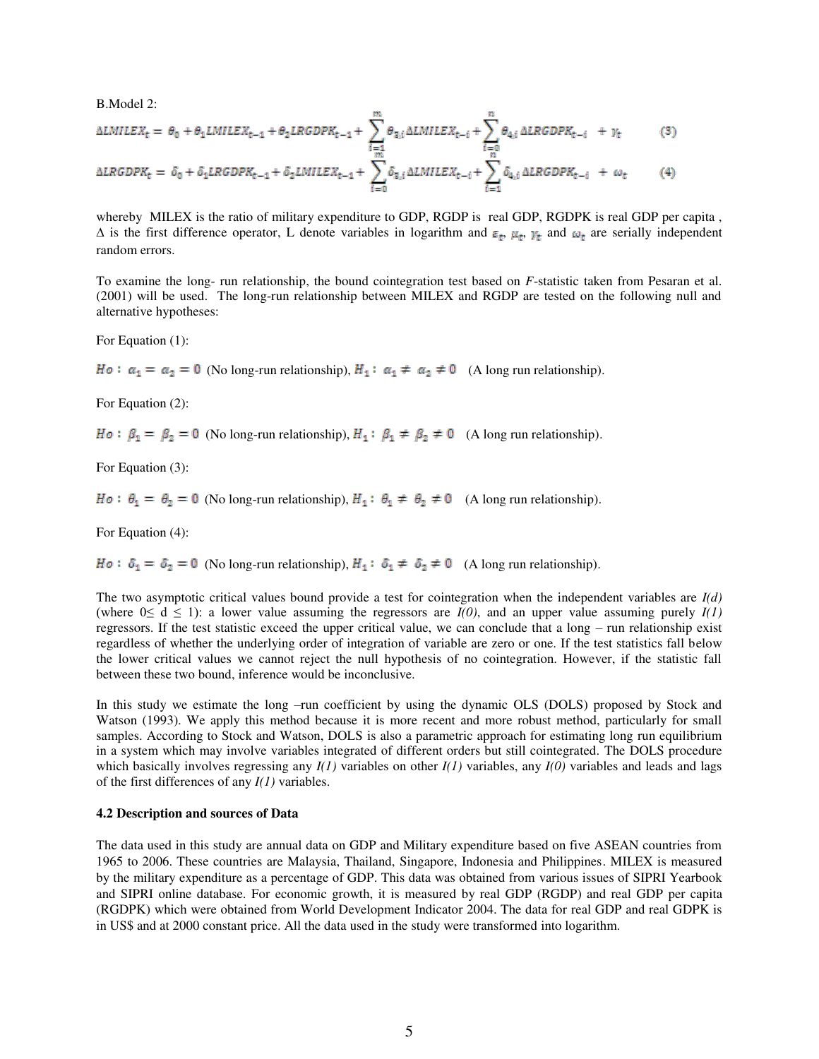B.Model 2:

$$\Delta LMILEX_t = \theta_0 + \theta_1 LMILEX_{t-1} + \theta_2 LRGDPK_{t-1} + \sum_{i=1}^{m} \theta_{3,i} \Delta LMILEX_{t-i} + \sum_{i=0}^{n} \theta_{4,i} \Delta LRGDPK_{t-i} + \gamma_t \quad (3)$$

$$\Delta LRGDPK_t = \delta_0 + \delta_1 LRGDPK_{t-1} + \delta_2 LMILEX_{t-1} + \sum_{i=0}^{m} \delta_{3,i} \Delta LMILEX_{t-i} + \sum_{i=1}^{n} \delta_{4,i} \Delta LRGDPK_{t-i} + \omega_t \quad (4)$$

whereby MILEX is the ratio of military expenditure to GDP, RGDP is real GDP, RGDPK is real GDP per capita , $\Delta$ is the first difference operator, L denote variables in logarithm and $\varepsilon_t$, $\mu_t$, $\gamma_t$ and $\omega_t$ are serially independent random errors.

To examine the long- run relationship, the bound cointegration test based on *F*-statistic taken from Pesaran et al. (2001) will be used. The long-run relationship between MILEX and RGDP are tested on the following null and alternative hypotheses:

For Equation (1):

$Ho: \alpha_1 = \alpha_2 = 0$ (No long-run relationship), $H_1: \alpha_1 \neq \alpha_2 \neq 0$ (A long run relationship).

For Equation (2):

$Ho: \beta_1 = \beta_2 = 0$ (No long-run relationship), $H_1: \beta_1 \neq \beta_2 \neq 0$ (A long run relationship).

For Equation (3):

$Ho: \theta_1 = \theta_2 = 0$ (No long-run relationship), $H_1: \theta_1 \neq \theta_2 \neq 0$ (A long run relationship).

For Equation (4):

$Ho: \delta_1 = \delta_2 = 0$ (No long-run relationship), $H_1: \delta_1 \neq \delta_2 \neq 0$ (A long run relationship).

The two asymptotic critical values bound provide a test for cointegration when the independent variables are *I(d)* (where $0 \leq d \leq 1$): a lower value assuming the regressors are *I(0)*, and an upper value assuming purely *I(1)* regressors. If the test statistic exceed the upper critical value, we can conclude that a long – run relationship exist regardless of whether the underlying order of integration of variable are zero or one. If the test statistics fall below the lower critical values we cannot reject the null hypothesis of no cointegration. However, if the statistic fall between these two bound, inference would be inconclusive.

In this study we estimate the long –run coefficient by using the dynamic OLS (DOLS) proposed by Stock and Watson (1993). We apply this method because it is more recent and more robust method, particularly for small samples. According to Stock and Watson, DOLS is also a parametric approach for estimating long run equilibrium in a system which may involve variables integrated of different orders but still cointegrated. The DOLS procedure which basically involves regressing any *I(1)* variables on other *I(1)* variables, any *I(0)* variables and leads and lags of the first differences of any *I(1)* variables.

### 4.2 Description and sources of Data

The data used in this study are annual data on GDP and Military expenditure based on five ASEAN countries from 1965 to 2006. These countries are Malaysia, Thailand, Singapore, Indonesia and Philippines. MILEX is measured by the military expenditure as a percentage of GDP. This data was obtained from various issues of SIPRI Yearbook and SIPRI online database. For economic growth, it is measured by real GDP (RGDP) and real GDP per capita (RGDPK) which were obtained from World Development Indicator 2004. The data for real GDP and real GDPK is in US$ and at 2000 constant price. All the data used in the study were transformed into logarithm.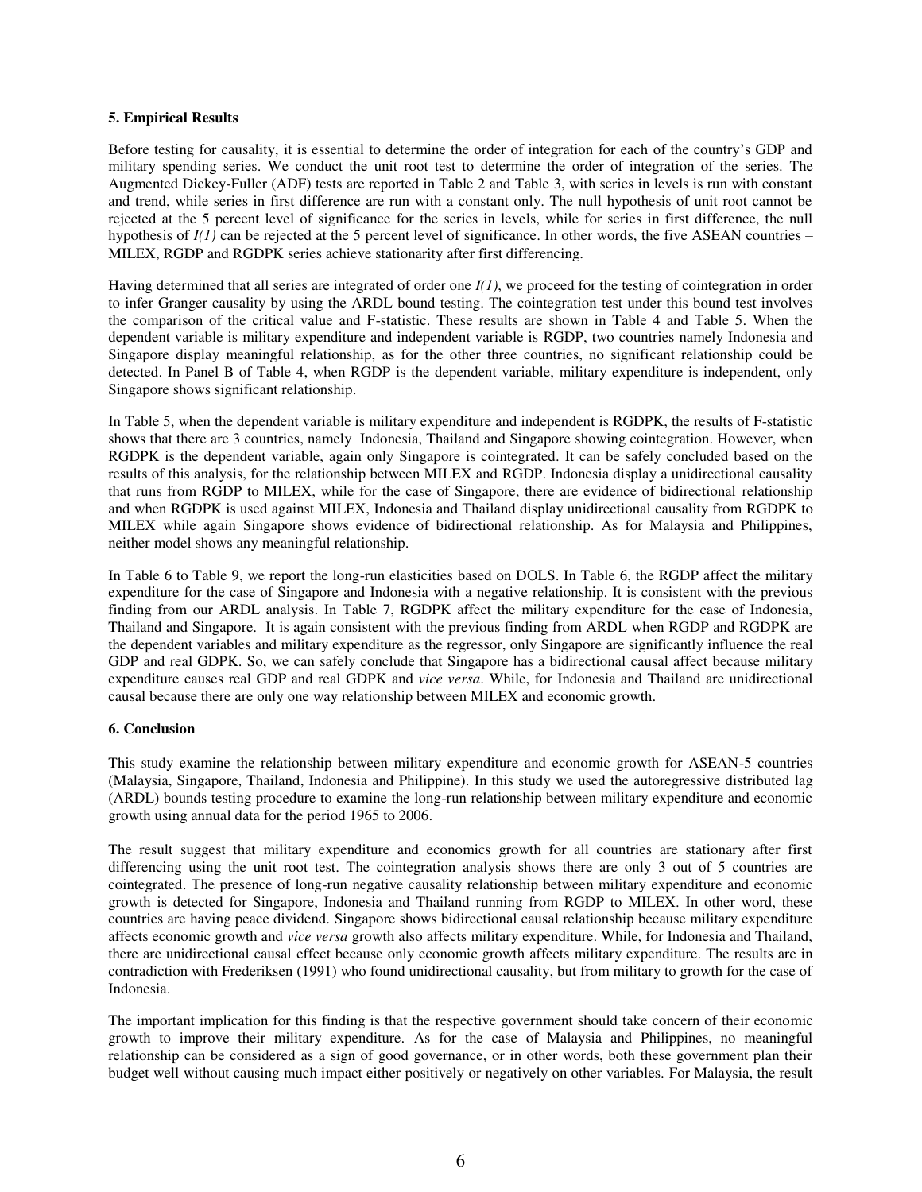### 5. Empirical Results

Before testing for causality, it is essential to determine the order of integration for each of the country's GDP and military spending series. We conduct the unit root test to determine the order of integration of the series. The Augmented Dickey-Fuller (ADF) tests are reported in Table 2 and Table 3, with series in levels is run with constant and trend, while series in first difference are run with a constant only. The null hypothesis of unit root cannot be rejected at the 5 percent level of significance for the series in levels, while for series in first difference, the null hypothesis of *I(1)* can be rejected at the 5 percent level of significance. In other words, the five ASEAN countries – MILEX, RGDP and RGDPK series achieve stationarity after first differencing.

Having determined that all series are integrated of order one *I(1)*, we proceed for the testing of cointegration in order to infer Granger causality by using the ARDL bound testing. The cointegration test under this bound test involves the comparison of the critical value and F-statistic. These results are shown in Table 4 and Table 5. When the dependent variable is military expenditure and independent variable is RGDP, two countries namely Indonesia and Singapore display meaningful relationship, as for the other three countries, no significant relationship could be detected. In Panel B of Table 4, when RGDP is the dependent variable, military expenditure is independent, only Singapore shows significant relationship.

In Table 5, when the dependent variable is military expenditure and independent is RGDPK, the results of F-statistic shows that there are 3 countries, namely Indonesia, Thailand and Singapore showing cointegration. However, when RGDPK is the dependent variable, again only Singapore is cointegrated. It can be safely concluded based on the results of this analysis, for the relationship between MILEX and RGDP. Indonesia display a unidirectional causality that runs from RGDP to MILEX, while for the case of Singapore, there are evidence of bidirectional relationship and when RGDPK is used against MILEX, Indonesia and Thailand display unidirectional causality from RGDPK to MILEX while again Singapore shows evidence of bidirectional relationship. As for Malaysia and Philippines, neither model shows any meaningful relationship.

In Table 6 to Table 9, we report the long-run elasticities based on DOLS. In Table 6, the RGDP affect the military expenditure for the case of Singapore and Indonesia with a negative relationship. It is consistent with the previous finding from our ARDL analysis. In Table 7, RGDPK affect the military expenditure for the case of Indonesia, Thailand and Singapore. It is again consistent with the previous finding from ARDL when RGDP and RGDPK are the dependent variables and military expenditure as the regressor, only Singapore are significantly influence the real GDP and real GDPK. So, we can safely conclude that Singapore has a bidirectional causal affect because military expenditure causes real GDP and real GDPK and *vice versa*. While, for Indonesia and Thailand are unidirectional causal because there are only one way relationship between MILEX and economic growth.

### 6. Conclusion

This study examine the relationship between military expenditure and economic growth for ASEAN-5 countries (Malaysia, Singapore, Thailand, Indonesia and Philippine). In this study we used the autoregressive distributed lag (ARDL) bounds testing procedure to examine the long-run relationship between military expenditure and economic growth using annual data for the period 1965 to 2006.

The result suggest that military expenditure and economics growth for all countries are stationary after first differencing using the unit root test. The cointegration analysis shows there are only 3 out of 5 countries are cointegrated. The presence of long-run negative causality relationship between military expenditure and economic growth is detected for Singapore, Indonesia and Thailand running from RGDP to MILEX. In other word, these countries are having peace dividend. Singapore shows bidirectional causal relationship because military expenditure affects economic growth and *vice versa* growth also affects military expenditure. While, for Indonesia and Thailand, there are unidirectional causal effect because only economic growth affects military expenditure. The results are in contradiction with Frederiksen (1991) who found unidirectional causality, but from military to growth for the case of Indonesia.

The important implication for this finding is that the respective government should take concern of their economic growth to improve their military expenditure. As for the case of Malaysia and Philippines, no meaningful relationship can be considered as a sign of good governance, or in other words, both these government plan their budget well without causing much impact either positively or negatively on other variables. For Malaysia, the result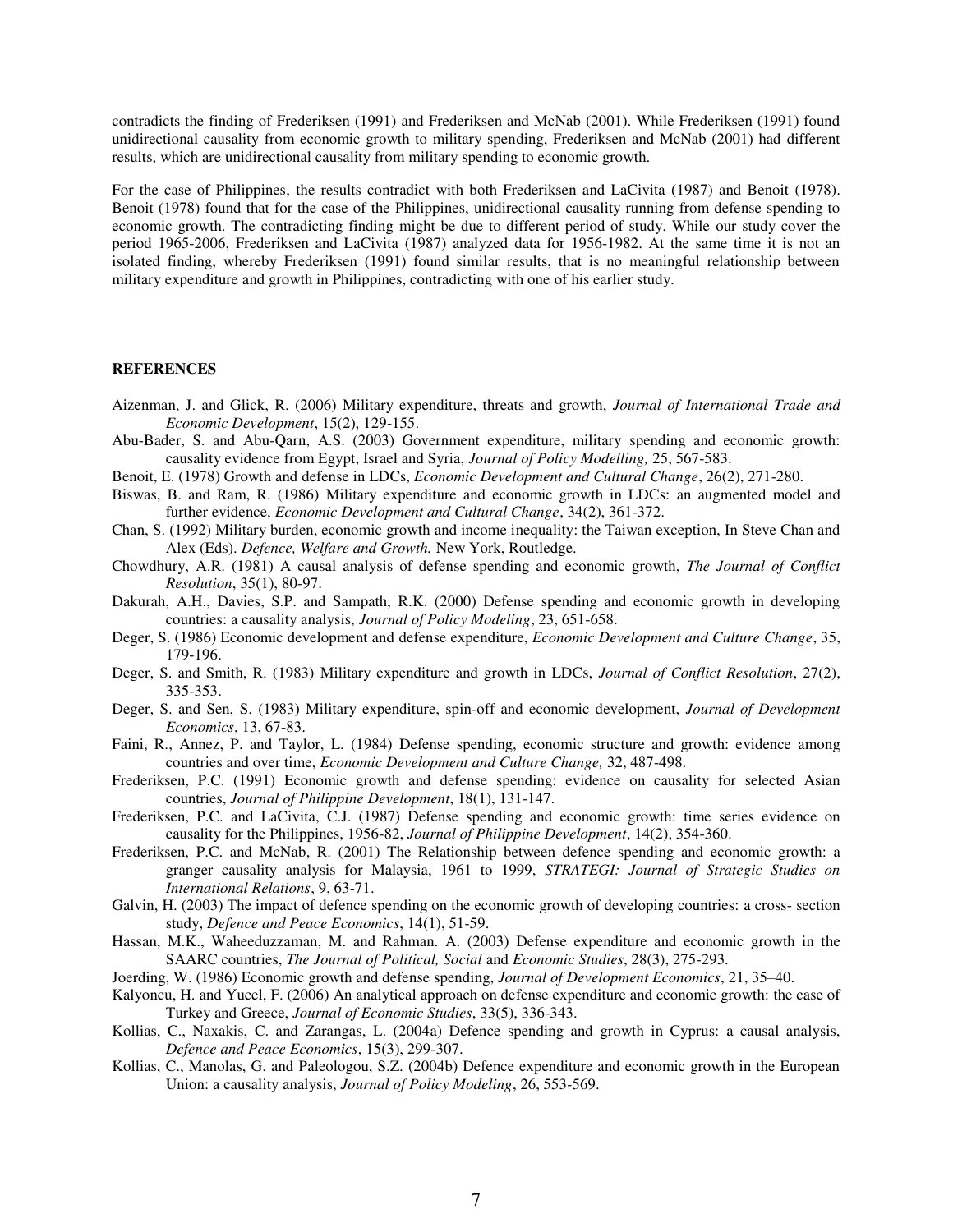contradicts the finding of Frederiksen (1991) and Frederiksen and McNab (2001). While Frederiksen (1991) found unidirectional causality from economic growth to military spending, Frederiksen and McNab (2001) had different results, which are unidirectional causality from military spending to economic growth.

For the case of Philippines, the results contradict with both Frederiksen and LaCivita (1987) and Benoit (1978). Benoit (1978) found that for the case of the Philippines, unidirectional causality running from defense spending to economic growth. The contradicting finding might be due to different period of study. While our study cover the period 1965-2006, Frederiksen and LaCivita (1987) analyzed data for 1956-1982. At the same time it is not an isolated finding, whereby Frederiksen (1991) found similar results, that is no meaningful relationship between military expenditure and growth in Philippines, contradicting with one of his earlier study.

## REFERENCES

Aizenman, J. and Glick, R. (2006) Military expenditure, threats and growth, *Journal of International Trade and Economic Development*, 15(2), 129-155.

Abu-Bader, S. and Abu-Qarn, A.S. (2003) Government expenditure, military spending and economic growth: causality evidence from Egypt, Israel and Syria, *Journal of Policy Modelling,* 25, 567-583.

Benoit, E. (1978) Growth and defense in LDCs, *Economic Development and Cultural Change*, 26(2), 271-280.

Biswas, B. and Ram, R. (1986) Military expenditure and economic growth in LDCs: an augmented model and further evidence, *Economic Development and Cultural Change*, 34(2), 361-372.

Chan, S. (1992) Military burden, economic growth and income inequality: the Taiwan exception, In Steve Chan and Alex (Eds). *Defence, Welfare and Growth.* New York, Routledge.

Chowdhury, A.R. (1981) A causal analysis of defense spending and economic growth, *The Journal of Conflict Resolution*, 35(1), 80-97.

Dakurah, A.H., Davies, S.P. and Sampath, R.K. (2000) Defense spending and economic growth in developing countries: a causality analysis, *Journal of Policy Modeling*, 23, 651-658.

Deger, S. (1986) Economic development and defense expenditure, *Economic Development and Culture Change*, 35, 179-196.

Deger, S. and Smith, R. (1983) Military expenditure and growth in LDCs, *Journal of Conflict Resolution*, 27(2), 335-353.

Deger, S. and Sen, S. (1983) Military expenditure, spin-off and economic development, *Journal of Development Economics*, 13, 67-83.

Faini, R., Annez, P. and Taylor, L. (1984) Defense spending, economic structure and growth: evidence among countries and over time, *Economic Development and Culture Change,* 32, 487-498.

Frederiksen, P.C. (1991) Economic growth and defense spending: evidence on causality for selected Asian countries, *Journal of Philippine Development*, 18(1), 131-147.

Frederiksen, P.C. and LaCivita, C.J. (1987) Defense spending and economic growth: time series evidence on causality for the Philippines, 1956-82, *Journal of Philippine Development*, 14(2), 354-360.

Frederiksen, P.C. and McNab, R. (2001) The Relationship between defence spending and economic growth: a granger causality analysis for Malaysia, 1961 to 1999, *STRATEGI: Journal of Strategic Studies on International Relations*, 9, 63-71.

Galvin, H. (2003) The impact of defence spending on the economic growth of developing countries: a cross- section study, *Defence and Peace Economics*, 14(1), 51-59.

Hassan, M.K., Waheeduzzaman, M. and Rahman. A. (2003) Defense expenditure and economic growth in the SAARC countries, *The Journal of Political, Social* and *Economic Studies*, 28(3), 275-293.

Joerding, W. (1986) Economic growth and defense spending, *Journal of Development Economics*, 21, 35–40.

Kalyoncu, H. and Yucel, F. (2006) An analytical approach on defense expenditure and economic growth: the case of Turkey and Greece, *Journal of Economic Studies*, 33(5), 336-343.

Kollias, C., Naxakis, C. and Zarangas, L. (2004a) Defence spending and growth in Cyprus: a causal analysis, *Defence and Peace Economics*, 15(3), 299-307.

Kollias, C., Manolas, G. and Paleologou, S.Z. (2004b) Defence expenditure and economic growth in the European Union: a causality analysis, *Journal of Policy Modeling*, 26, 553-569.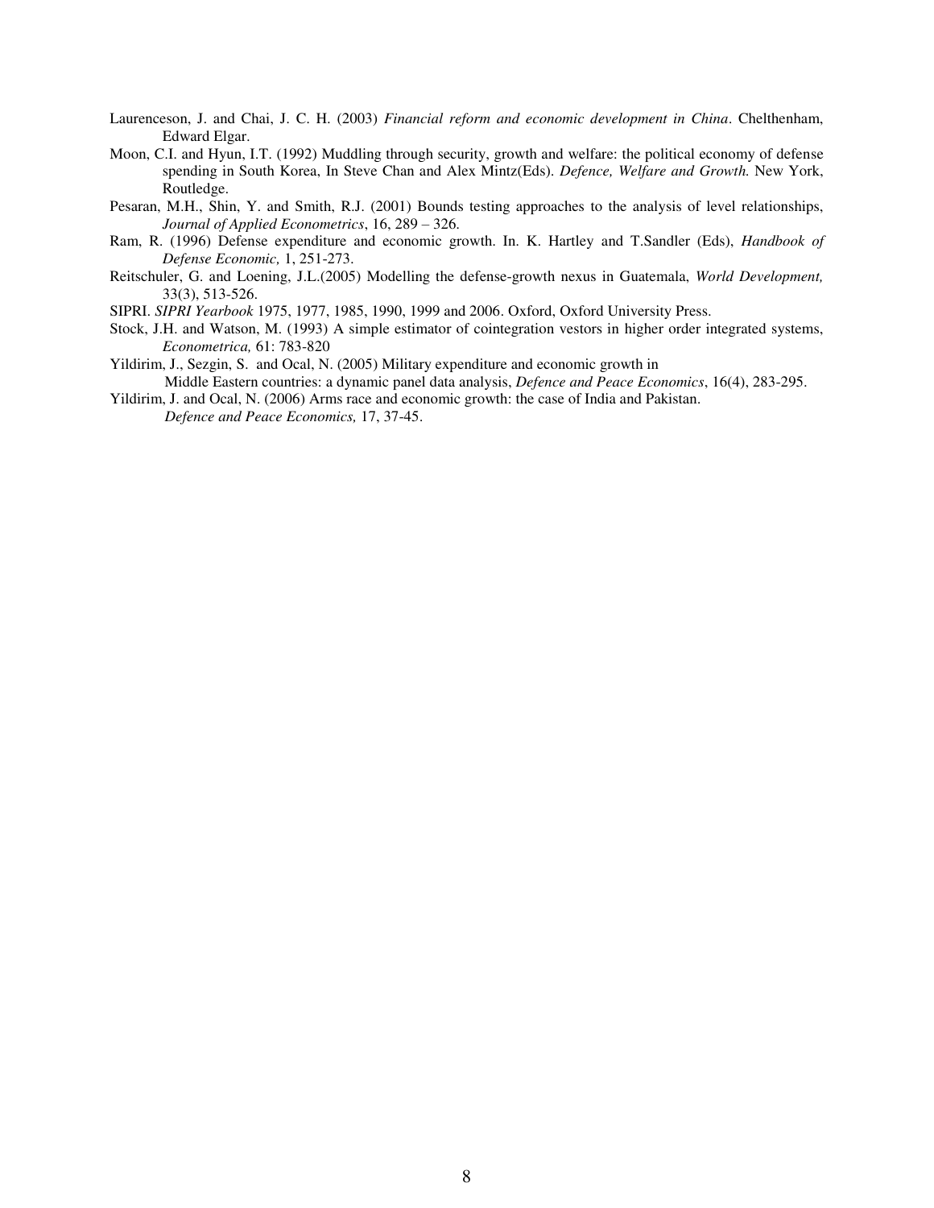Laurenceson, J. and Chai, J. C. H. (2003) *Financial reform and economic development in China*. Chelthenham, Edward Elgar.

Moon, C.I. and Hyun, I.T. (1992) Muddling through security, growth and welfare: the political economy of defense spending in South Korea, In Steve Chan and Alex Mintz(Eds). *Defence, Welfare and Growth.* New York, Routledge.

Pesaran, M.H., Shin, Y. and Smith, R.J. (2001) Bounds testing approaches to the analysis of level relationships, *Journal of Applied Econometrics*, 16, 289 – 326.

Ram, R. (1996) Defense expenditure and economic growth. In. K. Hartley and T.Sandler (Eds), *Handbook of Defense Economic,* 1, 251-273.

Reitschuler, G. and Loening, J.L.(2005) Modelling the defense-growth nexus in Guatemala, *World Development,* 33(3), 513-526.

SIPRI. *SIPRI Yearbook* 1975, 1977, 1985, 1990, 1999 and 2006. Oxford, Oxford University Press.

Stock, J.H. and Watson, M. (1993) A simple estimator of cointegration vestors in higher order integrated systems, *Econometrica,* 61: 783-820

Yildirim, J., Sezgin, S. and Ocal, N. (2005) Military expenditure and economic growth in Middle Eastern countries: a dynamic panel data analysis, *Defence and Peace Economics*, 16(4), 283-295.

Yildirim, J. and Ocal, N. (2006) Arms race and economic growth: the case of India and Pakistan. *Defence and Peace Economics,* 17, 37-45.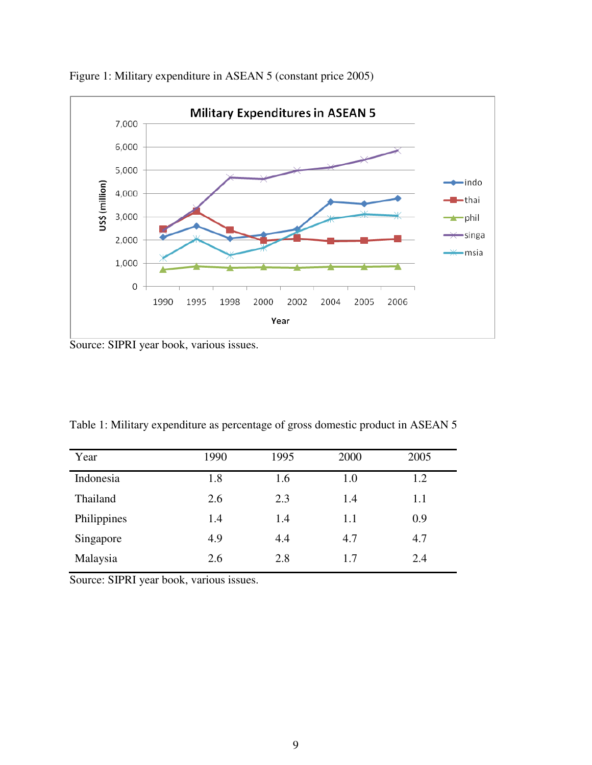Figure 1: Military expenditure in ASEAN 5 (constant price 2005)

Source: SIPRI year book, various issues.

Table 1: Military expenditure as percentage of gross domestic product in ASEAN 5

| Year | 1990 | 1995 | 2000 | 2005 |
|---|---|---|---|---|
| Indonesia | 1.8 | 1.6 | 1.0 | 1.2 |
| Thailand | 2.6 | 2.3 | 1.4 | 1.1 |
| Philippines | 1.4 | 1.4 | 1.1 | 0.9 |
| Singapore | 4.9 | 4.4 | 4.7 | 4.7 |
| Malaysia | 2.6 | 2.8 | 1.7 | 2.4 |

Source: SIPRI year book, various issues.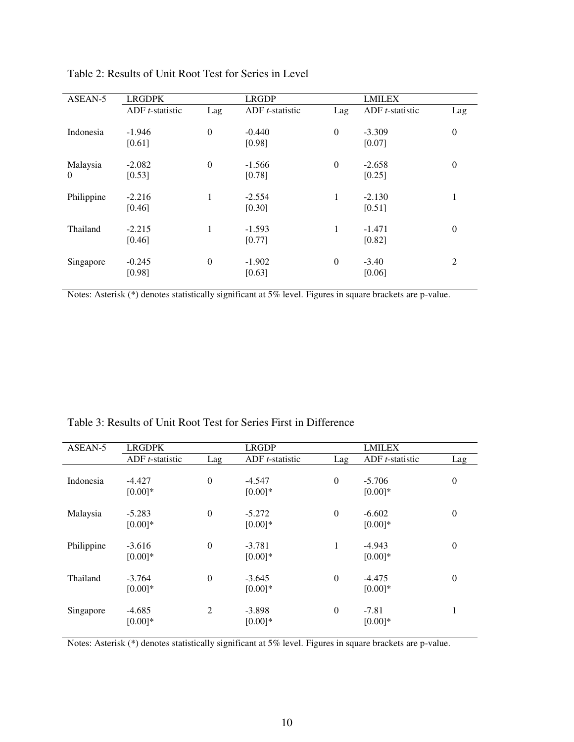Table 2: Results of Unit Root Test for Series in Level

| ASEAN-5 | LRGDPK | | LRGDP | | LMILEX | |
|---|---|---|---|---|---|---|
| | ADF *t*-statistic | Lag | ADF *t*-statistic | Lag | ADF *t*-statistic | Lag |
| Indonesia | -1.946 [0.61] | 0 | -0.440 [0.98] | 0 | -3.309 [0.07] | 0 |
| Malaysia 0 | -2.082 [0.53] | 0 | -1.566 [0.78] | 0 | -2.658 [0.25] | 0 |
| Philippine | -2.216 [0.46] | 1 | -2.554 [0.30] | 1 | -2.130 [0.51] | 1 |
| Thailand | -2.215 [0.46] | 1 | -1.593 [0.77] | 1 | -1.471 [0.82] | 0 |
| Singapore | -0.245 [0.98] | 0 | -1.902 [0.63] | 0 | -3.40 [0.06] | 2 |

Notes: Asterisk (*) denotes statistically significant at 5% level. Figures in square brackets are p-value.

Table 3: Results of Unit Root Test for Series First in Difference

| ASEAN-5 | LRGDPK | | LRGDP | | LMILEX | |
|---|---|---|---|---|---|---|
| | ADF *t*-statistic | Lag | ADF *t*-statistic | Lag | ADF *t*-statistic | Lag |
| Indonesia | -4.427 [0.00]* | 0 | -4.547 [0.00]* | 0 | -5.706 [0.00]* | 0 |
| Malaysia | -5.283 [0.00]* | 0 | -5.272 [0.00]* | 0 | -6.602 [0.00]* | 0 |
| Philippine | -3.616 [0.00]* | 0 | -3.781 [0.00]* | 1 | -4.943 [0.00]* | 0 |
| Thailand | -3.764 [0.00]* | 0 | -3.645 [0.00]* | 0 | -4.475 [0.00]* | 0 |
| Singapore | -4.685 [0.00]* | 2 | -3.898 [0.00]* | 0 | -7.81 [0.00]* | 1 |

Notes: Asterisk (*) denotes statistically significant at 5% level. Figures in square brackets are p-value.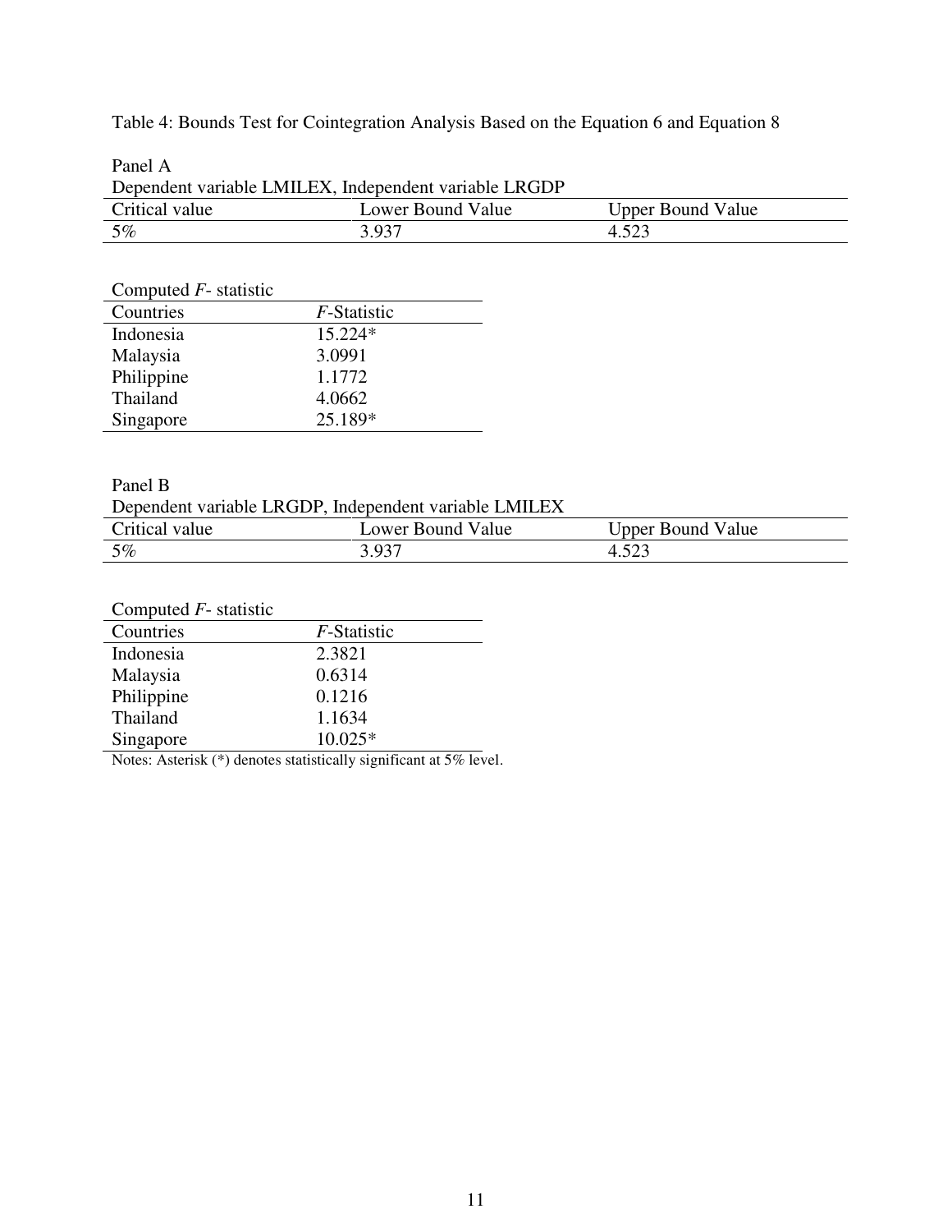Table 4: Bounds Test for Cointegration Analysis Based on the Equation 6 and Equation 8

Panel A

Dependent variable LMILEX, Independent variable LRGDP

| Critical value | Lower Bound Value | Upper Bound Value |
|---|---|---|
| 5% | 3.937 | 4.523 |

Computed *F*- statistic

| Countries | *F*-Statistic |
|---|---|
| Indonesia | 15.224* |
| Malaysia | 3.0991 |
| Philippine | 1.1772 |
| Thailand | 4.0662 |
| Singapore | 25.189* |

Panel B

Dependent variable LRGDP, Independent variable LMILEX

| Critical value | Lower Bound Value | Upper Bound Value |
|---|---|---|
| 5% | 3.937 | 4.523 |

Computed *F*- statistic

| Countries | *F*-Statistic |
|---|---|
| Indonesia | 2.3821 |
| Malaysia | 0.6314 |
| Philippine | 0.1216 |
| Thailand | 1.1634 |
| Singapore | 10.025* |

Notes: Asterisk (*) denotes statistically significant at 5% level.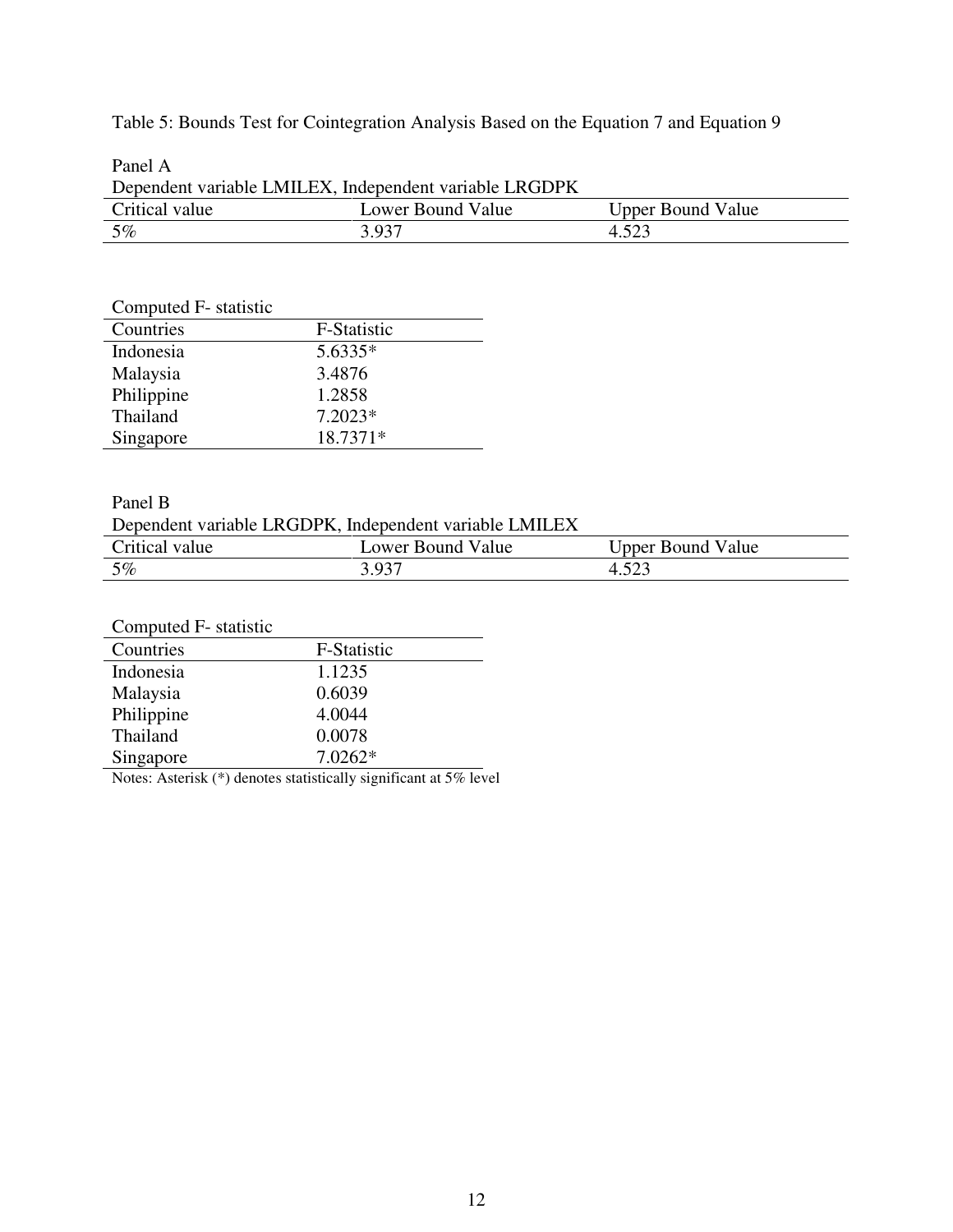Table 5: Bounds Test for Cointegration Analysis Based on the Equation 7 and Equation 9

Panel A

Dependent variable LMILEX, Independent variable LRGDPK

| Critical value | Lower Bound Value | Upper Bound Value |
|---|---|---|
| 5% | 3.937 | 4.523 |

Computed F- statistic

| Countries | F-Statistic |
|---|---|
| Indonesia | 5.6335* |
| Malaysia | 3.4876 |
| Philippine | 1.2858 |
| Thailand | 7.2023* |
| Singapore | 18.7371* |

Panel B

Dependent variable LRGDPK, Independent variable LMILEX

| Critical value | Lower Bound Value | Upper Bound Value |
|---|---|---|
| 5% | 3.937 | 4.523 |

Computed F- statistic

| Countries | F-Statistic |
|---|---|
| Indonesia | 1.1235 |
| Malaysia | 0.6039 |
| Philippine | 4.0044 |
| Thailand | 0.0078 |
| Singapore | 7.0262* |

Notes: Asterisk (*) denotes statistically significant at 5% level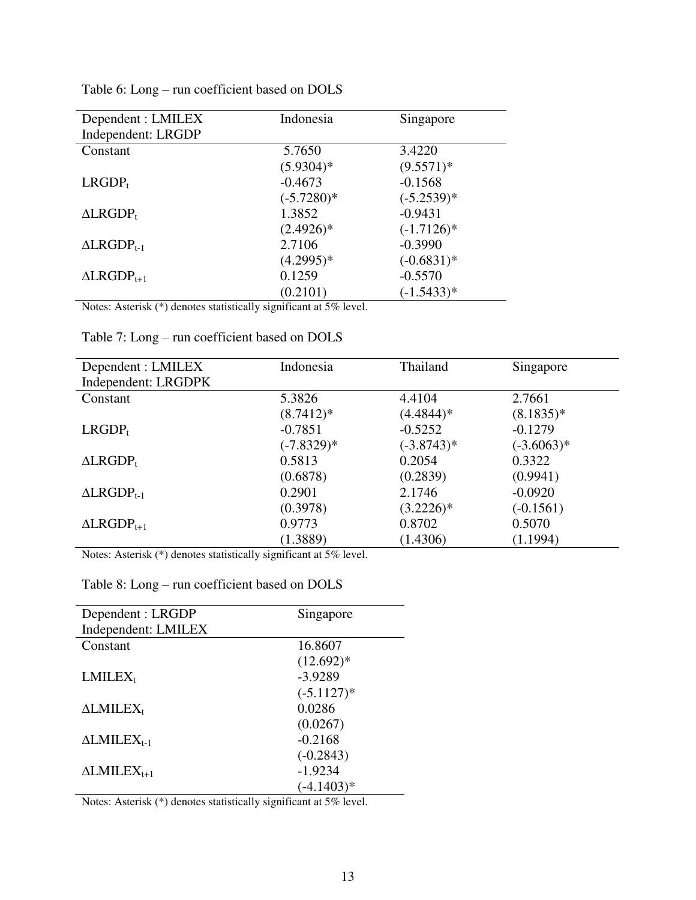Table 6: Long – run coefficient based on DOLS

| Dependent : LMILEX<br>Independent: LRGDP | Indonesia | Singapore |
|---|---|---|
| Constant | 5.7650 | 3.4220 |
| | (5.9304)* | (9.5571)* |
| $LRGDP_t$ | -0.4673 | -0.1568 |
| | (-5.7280)* | (-5.2539)* |
| $\Delta LRGDP_t$ | 1.3852 | -0.9431 |
| | (2.4926)* | (-1.7126)* |
| $\Delta LRGDP_{t-1}$ | 2.7106 | -0.3990 |
| | (4.2995)* | (-0.6831)* |
| $\Delta LRGDP_{t+1}$ | 0.1259 | -0.5570 |
| | (0.2101) | (-1.5433)* |

Notes: Asterisk (*) denotes statistically significant at 5% level.

Table 7: Long – run coefficient based on DOLS

| Dependent : LMILEX<br>Independent: LRGDPK | Indonesia | Thailand | Singapore |
|---|---|---|---|
| Constant | 5.3826 | 4.4104 | 2.7661 |
| | (8.7412)* | (4.4844)* | (8.1835)* |
| $LRGDP_t$ | -0.7851 | -0.5252 | -0.1279 |
| | (-7.8329)* | (-3.8743)* | (-3.6063)* |
| $\Delta LRGDP_t$ | 0.5813 | 0.2054 | 0.3322 |
| | (0.6878) | (0.2839) | (0.9941) |
| $\Delta LRGDP_{t-1}$ | 0.2901 | 2.1746 | -0.0920 |
| | (0.3978) | (3.2226)* | (-0.1561) |
| $\Delta LRGDP_{t+1}$ | 0.9773 | 0.8702 | 0.5070 |
| | (1.3889) | (1.4306) | (1.1994) |

Notes: Asterisk (*) denotes statistically significant at 5% level.

Table 8: Long – run coefficient based on DOLS

| Dependent : LRGDP<br>Independent: LMILEX | Singapore |
|---|---|
| Constant | 16.8607 |
| | (12.692)* |
| $LMILEX_t$ | -3.9289 |
| | (-5.1127)* |
| $\Delta LMILEX_t$ | 0.0286 |
| | (0.0267) |
| $\Delta LMILEX_{t-1}$ | -0.2168 |
| | (-0.2843) |
| $\Delta LMILEX_{t+1}$ | -1.9234 |
| | (-4.1403)* |

Notes: Asterisk (*) denotes statistically significant at 5% level.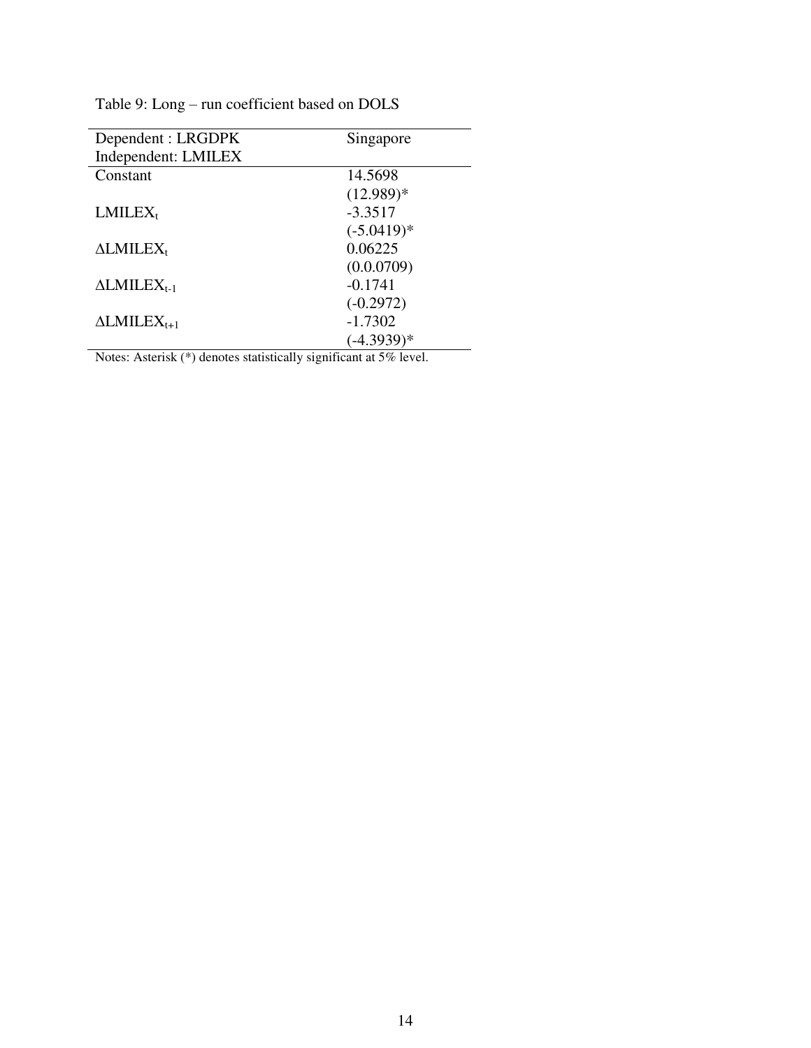Table 9: Long – run coefficient based on DOLS

| Dependent : LRGDPK<br>Independent: LMILEX | Singapore |
|---|---|
| Constant | 14.5698<br>(12.989)* |
| $LMILEX_t$ | -3.3517<br>(-5.0419)* |
| $\Delta LMILEX_t$ | 0.06225<br>(0.0.0709) |
| $\Delta LMILEX_{t-1}$ | -0.1741<br>(-0.2972) |
| $\Delta LMILEX_{t+1}$ | -1.7302<br>(-4.3939)* |

Notes: Asterisk (*) denotes statistically significant at 5% level.